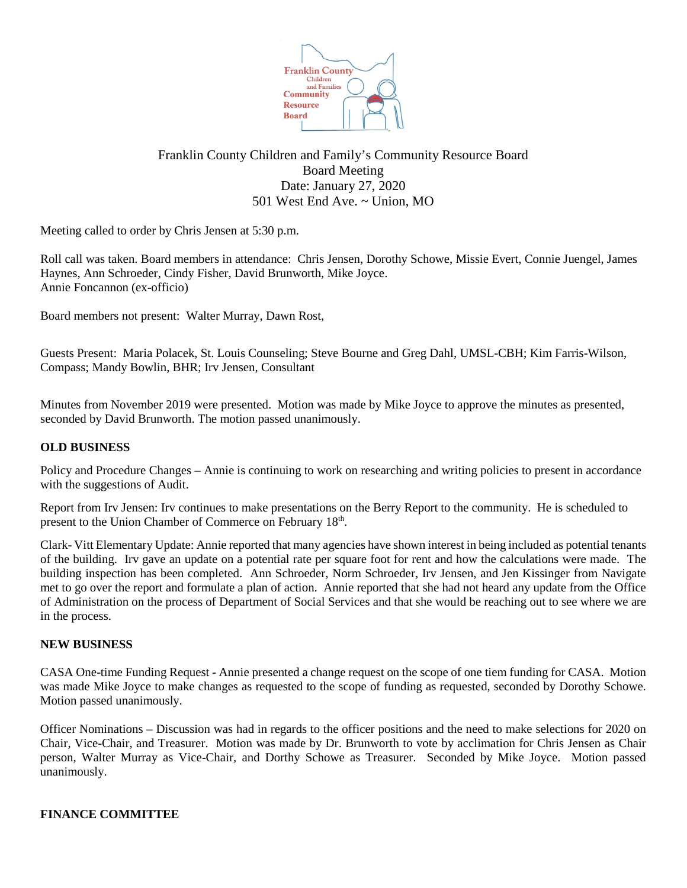Franklin County Children and Family's Community Resource Board
Board Meeting
Date: January 27, 2020
501 West End Ave. ~ Union, MO

Meeting called to order by Chris Jensen at 5:30 p.m.

Roll call was taken. Board members in attendance: Chris Jensen, Dorothy Schowe, Missie Evert, Connie Juengel, James Haynes, Ann Schroeder, Cindy Fisher, David Brunworth, Mike Joyce.
Annie Foncannon (ex-officio)

Board members not present: Walter Murray, Dawn Rost,

Guests Present: Maria Polacek, St. Louis Counseling; Steve Bourne and Greg Dahl, UMSL-CBH; Kim Farris-Wilson, Compass; Mandy Bowlin, BHR; Irv Jensen, Consultant

Minutes from November 2019 were presented. Motion was made by Mike Joyce to approve the minutes as presented, seconded by David Brunworth. The motion passed unanimously.

**OLD BUSINESS**

Policy and Procedure Changes – Annie is continuing to work on researching and writing policies to present in accordance with the suggestions of Audit.

Report from Irv Jensen: Irv continues to make presentations on the Berry Report to the community. He is scheduled to present to the Union Chamber of Commerce on February 18th.

Clark- Vitt Elementary Update: Annie reported that many agencies have shown interest in being included as potential tenants of the building. Irv gave an update on a potential rate per square foot for rent and how the calculations were made. The building inspection has been completed. Ann Schroeder, Norm Schroeder, Irv Jensen, and Jen Kissinger from Navigate met to go over the report and formulate a plan of action. Annie reported that she had not heard any update from the Office of Administration on the process of Department of Social Services and that she would be reaching out to see where we are in the process.

**NEW BUSINESS**

CASA One-time Funding Request - Annie presented a change request on the scope of one tiem funding for CASA. Motion was made Mike Joyce to make changes as requested to the scope of funding as requested, seconded by Dorothy Schowe. Motion passed unanimously.

Officer Nominations – Discussion was had in regards to the officer positions and the need to make selections for 2020 on Chair, Vice-Chair, and Treasurer. Motion was made by Dr. Brunworth to vote by acclimation for Chris Jensen as Chair person, Walter Murray as Vice-Chair, and Dorthy Schowe as Treasurer. Seconded by Mike Joyce. Motion passed unanimously.

**FINANCE COMMITTEE**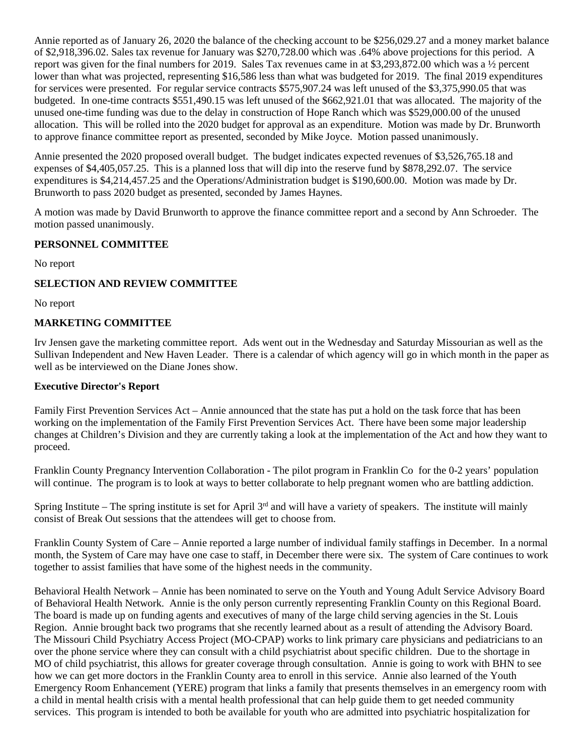Annie reported as of January 26, 2020 the balance of the checking account to be $256,029.27 and a money market balance of $2,918,396.02. Sales tax revenue for January was $270,728.00 which was .64% above projections for this period. A report was given for the final numbers for 2019. Sales Tax revenues came in at $3,293,872.00 which was a ½ percent lower than what was projected, representing $16,586 less than what was budgeted for 2019. The final 2019 expenditures for services were presented. For regular service contracts $575,907.24 was left unused of the $3,375,990.05 that was budgeted. In one-time contracts $551,490.15 was left unused of the $662,921.01 that was allocated. The majority of the unused one-time funding was due to the delay in construction of Hope Ranch which was $529,000.00 of the unused allocation. This will be rolled into the 2020 budget for approval as an expenditure. Motion was made by Dr. Brunworth to approve finance committee report as presented, seconded by Mike Joyce. Motion passed unanimously.

Annie presented the 2020 proposed overall budget. The budget indicates expected revenues of $3,526,765.18 and expenses of $4,405,057.25. This is a planned loss that will dip into the reserve fund by $878,292.07. The service expenditures is $4,214,457.25 and the Operations/Administration budget is $190,600.00. Motion was made by Dr. Brunworth to pass 2020 budget as presented, seconded by James Haynes.

A motion was made by David Brunworth to approve the finance committee report and a second by Ann Schroeder. The motion passed unanimously.

**PERSONNEL COMMITTEE**

No report

**SELECTION AND REVIEW COMMITTEE**

No report

**MARKETING COMMITTEE**

Irv Jensen gave the marketing committee report. Ads went out in the Wednesday and Saturday Missourian as well as the Sullivan Independent and New Haven Leader. There is a calendar of which agency will go in which month in the paper as well as be interviewed on the Diane Jones show.

**Executive Director's Report**

Family First Prevention Services Act – Annie announced that the state has put a hold on the task force that has been working on the implementation of the Family First Prevention Services Act. There have been some major leadership changes at Children's Division and they are currently taking a look at the implementation of the Act and how they want to proceed.

Franklin County Pregnancy Intervention Collaboration - The pilot program in Franklin Co for the 0-2 years' population will continue. The program is to look at ways to better collaborate to help pregnant women who are battling addiction.

Spring Institute – The spring institute is set for April 3rd and will have a variety of speakers. The institute will mainly consist of Break Out sessions that the attendees will get to choose from.

Franklin County System of Care – Annie reported a large number of individual family staffings in December. In a normal month, the System of Care may have one case to staff, in December there were six. The system of Care continues to work together to assist families that have some of the highest needs in the community.

Behavioral Health Network – Annie has been nominated to serve on the Youth and Young Adult Service Advisory Board of Behavioral Health Network. Annie is the only person currently representing Franklin County on this Regional Board. The board is made up on funding agents and executives of many of the large child serving agencies in the St. Louis Region. Annie brought back two programs that she recently learned about as a result of attending the Advisory Board. The Missouri Child Psychiatry Access Project (MO-CPAP) works to link primary care physicians and pediatricians to an over the phone service where they can consult with a child psychiatrist about specific children. Due to the shortage in MO of child psychiatrist, this allows for greater coverage through consultation. Annie is going to work with BHN to see how we can get more doctors in the Franklin County area to enroll in this service. Annie also learned of the Youth Emergency Room Enhancement (YERE) program that links a family that presents themselves in an emergency room with a child in mental health crisis with a mental health professional that can help guide them to get needed community services. This program is intended to both be available for youth who are admitted into psychiatric hospitalization for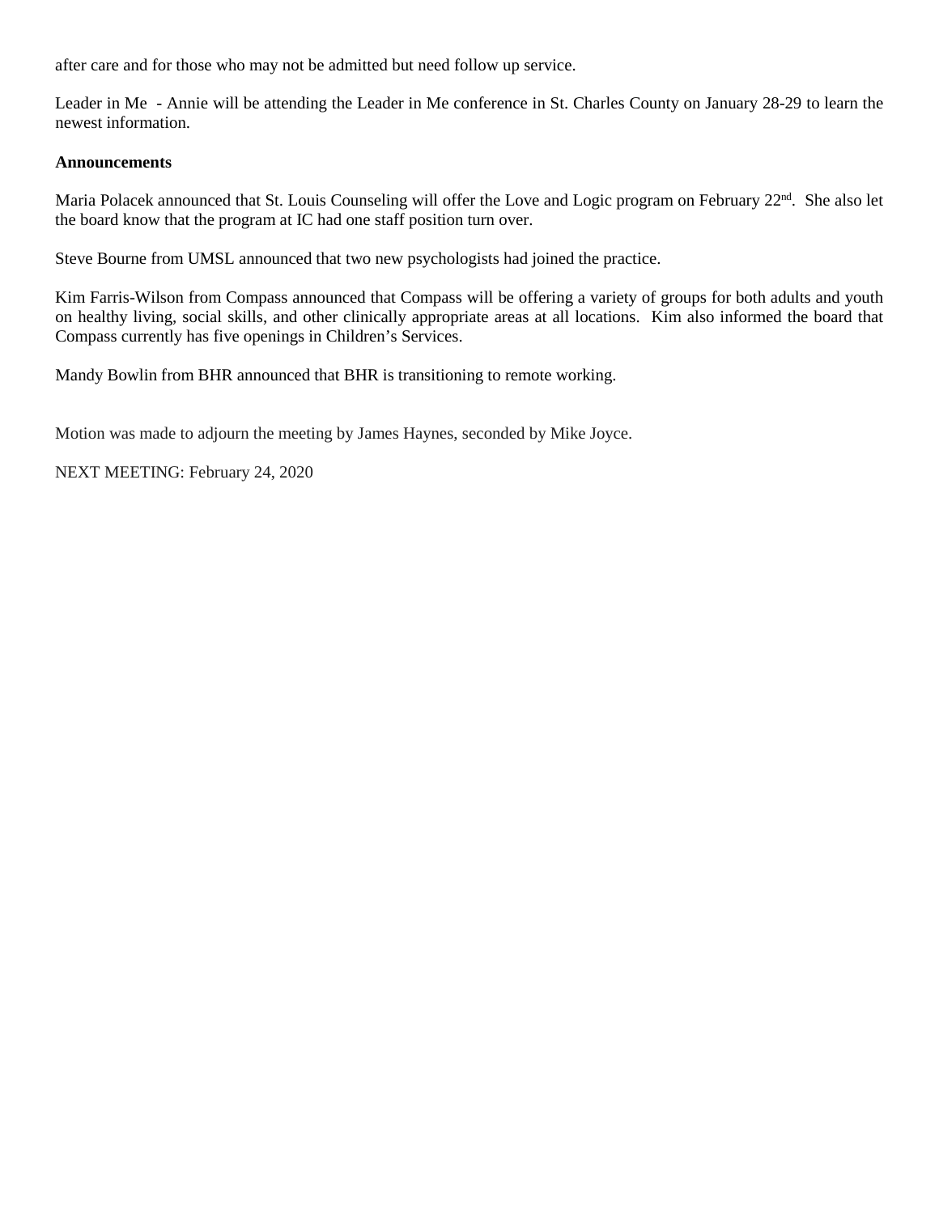after care and for those who may not be admitted but need follow up service.

Leader in Me - Annie will be attending the Leader in Me conference in St. Charles County on January 28-29 to learn the newest information.

**Announcements**

Maria Polacek announced that St. Louis Counseling will offer the Love and Logic program on February 22nd. She also let the board know that the program at IC had one staff position turn over.

Steve Bourne from UMSL announced that two new psychologists had joined the practice.

Kim Farris-Wilson from Compass announced that Compass will be offering a variety of groups for both adults and youth on healthy living, social skills, and other clinically appropriate areas at all locations. Kim also informed the board that Compass currently has five openings in Children's Services.

Mandy Bowlin from BHR announced that BHR is transitioning to remote working.

Motion was made to adjourn the meeting by James Haynes, seconded by Mike Joyce.

NEXT MEETING: February 24, 2020